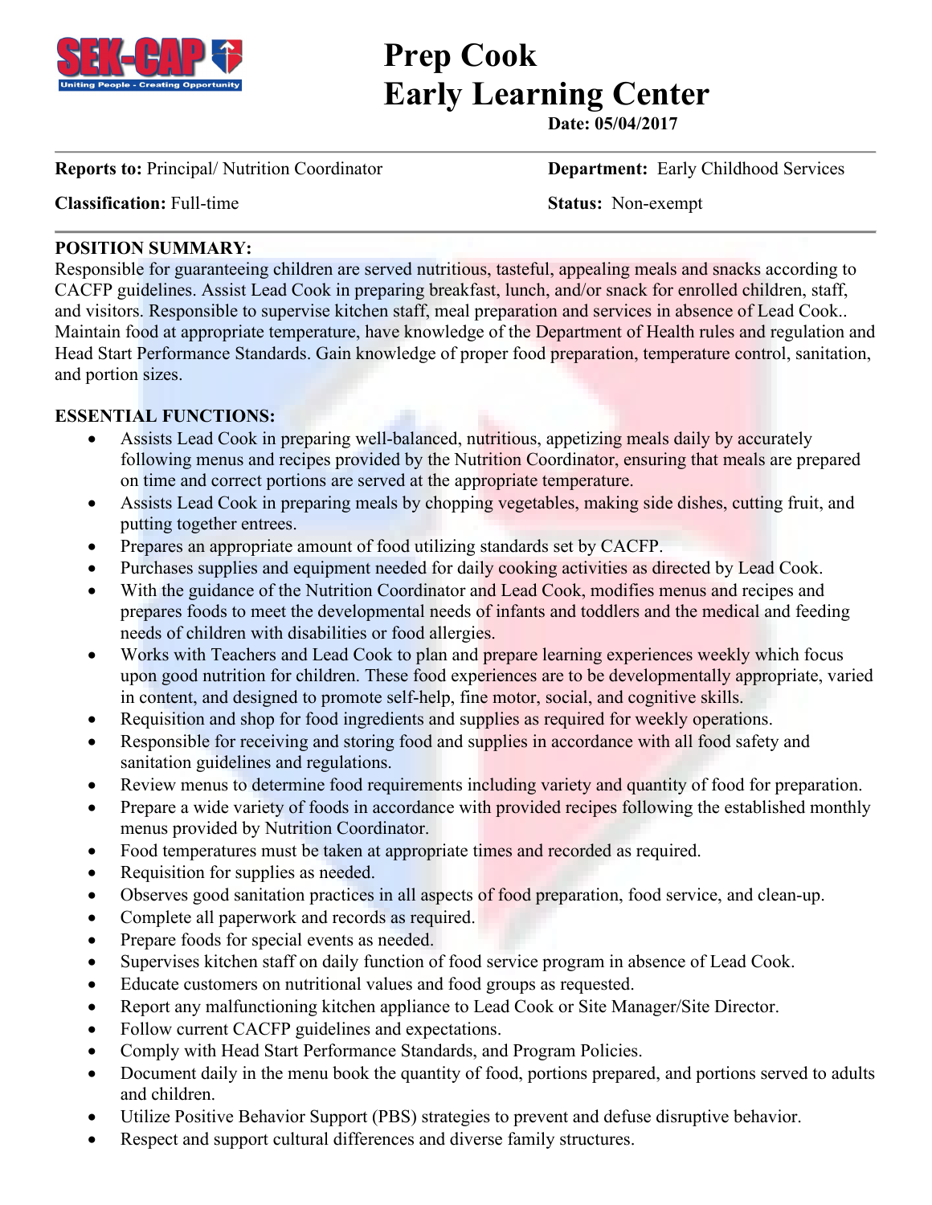# Prep Cook
# Early Learning Center

**Date: 05/04/2017**

---

**Reports to:** Principal/ Nutrition Coordinator | **Department:** Early Childhood Services

**Classification:** Full-time | **Status:** Non-exempt

---

**POSITION SUMMARY:**

Responsible for guaranteeing children are served nutritious, tasteful, appealing meals and snacks according to CACFP guidelines. Assist Lead Cook in preparing breakfast, lunch, and/or snack for enrolled children, staff, and visitors. Responsible to supervise kitchen staff, meal preparation and services in absence of Lead Cook.. Maintain food at appropriate temperature, have knowledge of the Department of Health rules and regulation and Head Start Performance Standards. Gain knowledge of proper food preparation, temperature control, sanitation, and portion sizes.

**ESSENTIAL FUNCTIONS:**

- Assists Lead Cook in preparing well-balanced, nutritious, appetizing meals daily by accurately following menus and recipes provided by the Nutrition Coordinator, ensuring that meals are prepared on time and correct portions are served at the appropriate temperature.
- Assists Lead Cook in preparing meals by chopping vegetables, making side dishes, cutting fruit, and putting together entrees.
- Prepares an appropriate amount of food utilizing standards set by CACFP.
- Purchases supplies and equipment needed for daily cooking activities as directed by Lead Cook.
- With the guidance of the Nutrition Coordinator and Lead Cook, modifies menus and recipes and prepares foods to meet the developmental needs of infants and toddlers and the medical and feeding needs of children with disabilities or food allergies.
- Works with Teachers and Lead Cook to plan and prepare learning experiences weekly which focus upon good nutrition for children. These food experiences are to be developmentally appropriate, varied in content, and designed to promote self-help, fine motor, social, and cognitive skills.
- Requisition and shop for food ingredients and supplies as required for weekly operations.
- Responsible for receiving and storing food and supplies in accordance with all food safety and sanitation guidelines and regulations.
- Review menus to determine food requirements including variety and quantity of food for preparation.
- Prepare a wide variety of foods in accordance with provided recipes following the established monthly menus provided by Nutrition Coordinator.
- Food temperatures must be taken at appropriate times and recorded as required.
- Requisition for supplies as needed.
- Observes good sanitation practices in all aspects of food preparation, food service, and clean-up.
- Complete all paperwork and records as required.
- Prepare foods for special events as needed.
- Supervises kitchen staff on daily function of food service program in absence of Lead Cook.
- Educate customers on nutritional values and food groups as requested.
- Report any malfunctioning kitchen appliance to Lead Cook or Site Manager/Site Director.
- Follow current CACFP guidelines and expectations.
- Comply with Head Start Performance Standards, and Program Policies.
- Document daily in the menu book the quantity of food, portions prepared, and portions served to adults and children.
- Utilize Positive Behavior Support (PBS) strategies to prevent and defuse disruptive behavior.
- Respect and support cultural differences and diverse family structures.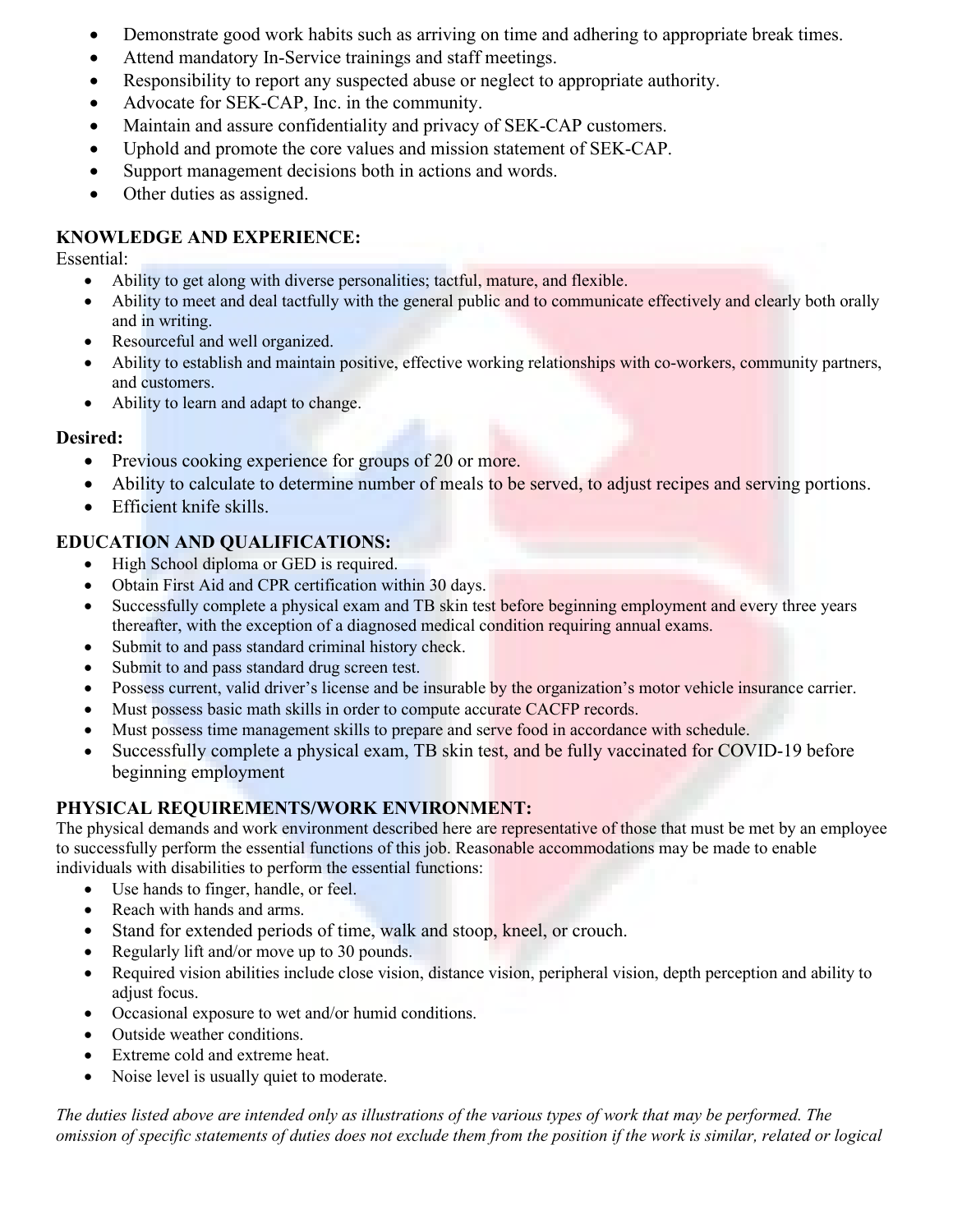- Demonstrate good work habits such as arriving on time and adhering to appropriate break times.
- Attend mandatory In-Service trainings and staff meetings.
- Responsibility to report any suspected abuse or neglect to appropriate authority.
- Advocate for SEK-CAP, Inc. in the community.
- Maintain and assure confidentiality and privacy of SEK-CAP customers.
- Uphold and promote the core values and mission statement of SEK-CAP.
- Support management decisions both in actions and words.
- Other duties as assigned.

## KNOWLEDGE AND EXPERIENCE:

Essential:

- Ability to get along with diverse personalities; tactful, mature, and flexible.
- Ability to meet and deal tactfully with the general public and to communicate effectively and clearly both orally and in writing.
- Resourceful and well organized.
- Ability to establish and maintain positive, effective working relationships with co-workers, community partners, and customers.
- Ability to learn and adapt to change.

**Desired:**

- Previous cooking experience for groups of 20 or more.
- Ability to calculate to determine number of meals to be served, to adjust recipes and serving portions.
- Efficient knife skills.

## EDUCATION AND QUALIFICATIONS:

- High School diploma or GED is required.
- Obtain First Aid and CPR certification within 30 days.
- Successfully complete a physical exam and TB skin test before beginning employment and every three years thereafter, with the exception of a diagnosed medical condition requiring annual exams.
- Submit to and pass standard criminal history check.
- Submit to and pass standard drug screen test.
- Possess current, valid driver's license and be insurable by the organization's motor vehicle insurance carrier.
- Must possess basic math skills in order to compute accurate CACFP records.
- Must possess time management skills to prepare and serve food in accordance with schedule.
- Successfully complete a physical exam, TB skin test, and be fully vaccinated for COVID-19 before beginning employment

## PHYSICAL REQUIREMENTS/WORK ENVIRONMENT:

The physical demands and work environment described here are representative of those that must be met by an employee to successfully perform the essential functions of this job. Reasonable accommodations may be made to enable individuals with disabilities to perform the essential functions:

- Use hands to finger, handle, or feel.
- Reach with hands and arms.
- Stand for extended periods of time, walk and stoop, kneel, or crouch.
- Regularly lift and/or move up to 30 pounds.
- Required vision abilities include close vision, distance vision, peripheral vision, depth perception and ability to adjust focus.
- Occasional exposure to wet and/or humid conditions.
- Outside weather conditions.
- Extreme cold and extreme heat.
- Noise level is usually quiet to moderate.

*The duties listed above are intended only as illustrations of the various types of work that may be performed. The omission of specific statements of duties does not exclude them from the position if the work is similar, related or logical*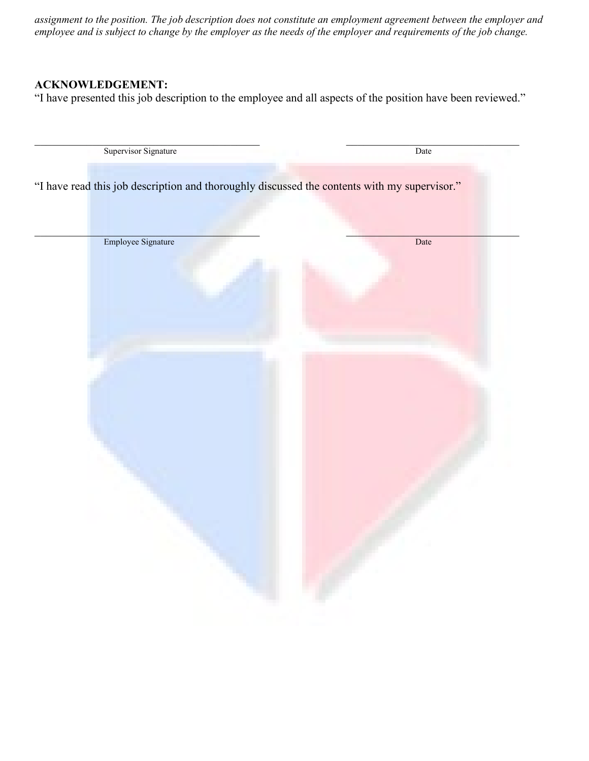*assignment to the position. The job description does not constitute an employment agreement between the employer and employee and is subject to change by the employer as the needs of the employer and requirements of the job change.*

**ACKNOWLEDGEMENT:**

"I have presented this job description to the employee and all aspects of the position have been reviewed."

\_\_\_\_\_\_\_\_\_\_\_\_\_\_\_\_\_\_\_\_\_\_\_\_\_\_\_\_\_\_\_\_\_\_\_\_\_\_\_\_ \_\_\_\_\_\_\_\_\_\_\_\_\_\_\_\_\_\_\_\_\_\_\_\_\_\_\_\_\_\_\_\_

Supervisor Signature Date

"I have read this job description and thoroughly discussed the contents with my supervisor."

\_\_\_\_\_\_\_\_\_\_\_\_\_\_\_\_\_\_\_\_\_\_\_\_\_\_\_\_\_\_\_\_\_\_\_\_\_\_\_\_ \_\_\_\_\_\_\_\_\_\_\_\_\_\_\_\_\_\_\_\_\_\_\_\_\_\_\_\_\_\_\_\_

Employee Signature Date